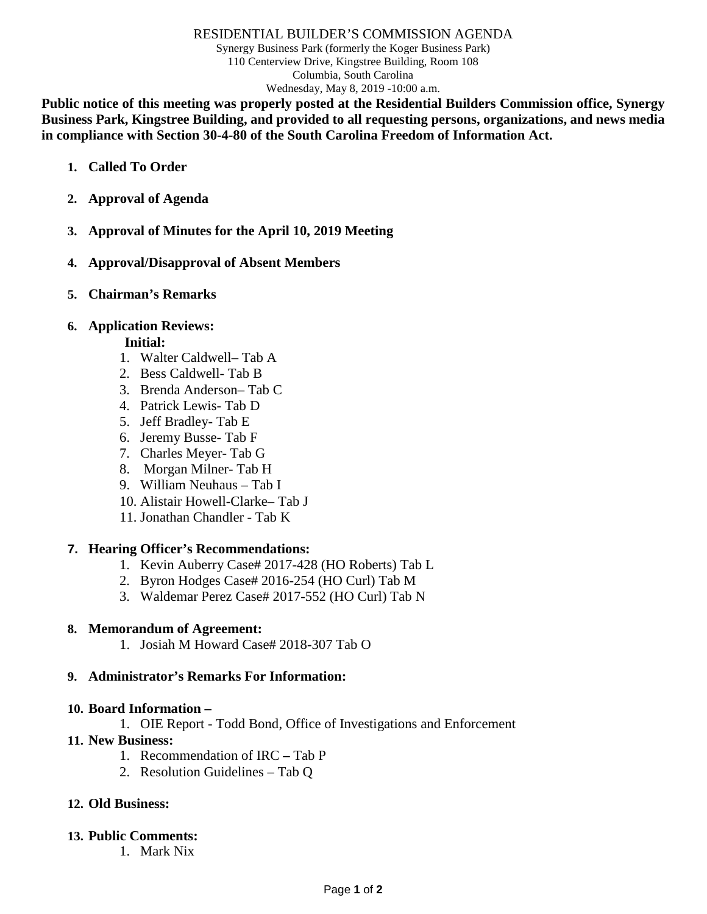# RESIDENTIAL BUILDER'S COMMISSION AGENDA

Synergy Business Park (formerly the Koger Business Park)
110 Centerview Drive, Kingstree Building, Room 108
Columbia, South Carolina
Wednesday, May 8, 2019 -10:00 a.m.

**Public notice of this meeting was properly posted at the Residential Builders Commission office, Synergy Business Park, Kingstree Building, and provided to all requesting persons, organizations, and news media in compliance with Section 30-4-80 of the South Carolina Freedom of Information Act.**

1. **Called To Order**

2. **Approval of Agenda**

3. **Approval of Minutes for the April 10, 2019 Meeting**

4. **Approval/Disapproval of Absent Members**

5. **Chairman's Remarks**

6. **Application Reviews:**

   **Initial:**
   1. Walter Caldwell– Tab A
   2. Bess Caldwell- Tab B
   3. Brenda Anderson– Tab C
   4. Patrick Lewis- Tab D
   5. Jeff Bradley- Tab E
   6. Jeremy Busse- Tab F
   7. Charles Meyer- Tab G
   8. Morgan Milner- Tab H
   9. William Neuhaus – Tab I
   10. Alistair Howell-Clarke– Tab J
   11. Jonathan Chandler - Tab K

7. **Hearing Officer's Recommendations:**
   1. Kevin Auberry Case# 2017-428 (HO Roberts) Tab L
   2. Byron Hodges Case# 2016-254 (HO Curl) Tab M
   3. Waldemar Perez Case# 2017-552 (HO Curl) Tab N

8. **Memorandum of Agreement:**
   1. Josiah M Howard Case# 2018-307 Tab O

9. **Administrator's Remarks For Information:**

10. **Board Information –**
    1. OIE Report - Todd Bond, Office of Investigations and Enforcement

11. **New Business:**
    1. Recommendation of IRC – Tab P
    2. Resolution Guidelines – Tab Q

12. **Old Business:**

13. **Public Comments:**
    1. Mark Nix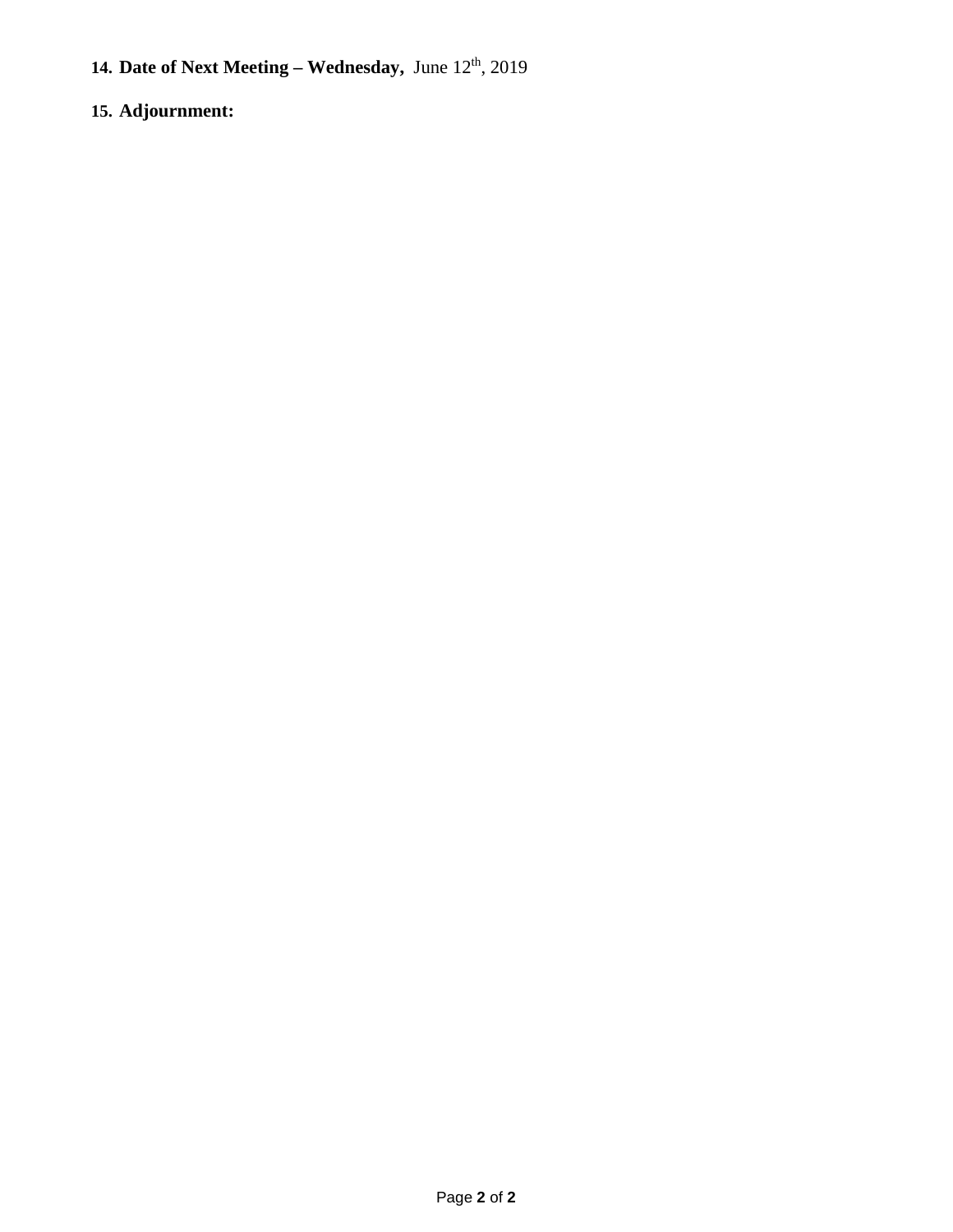14. **Date of Next Meeting – Wednesday,** June 12th, 2019

15. **Adjournment:**